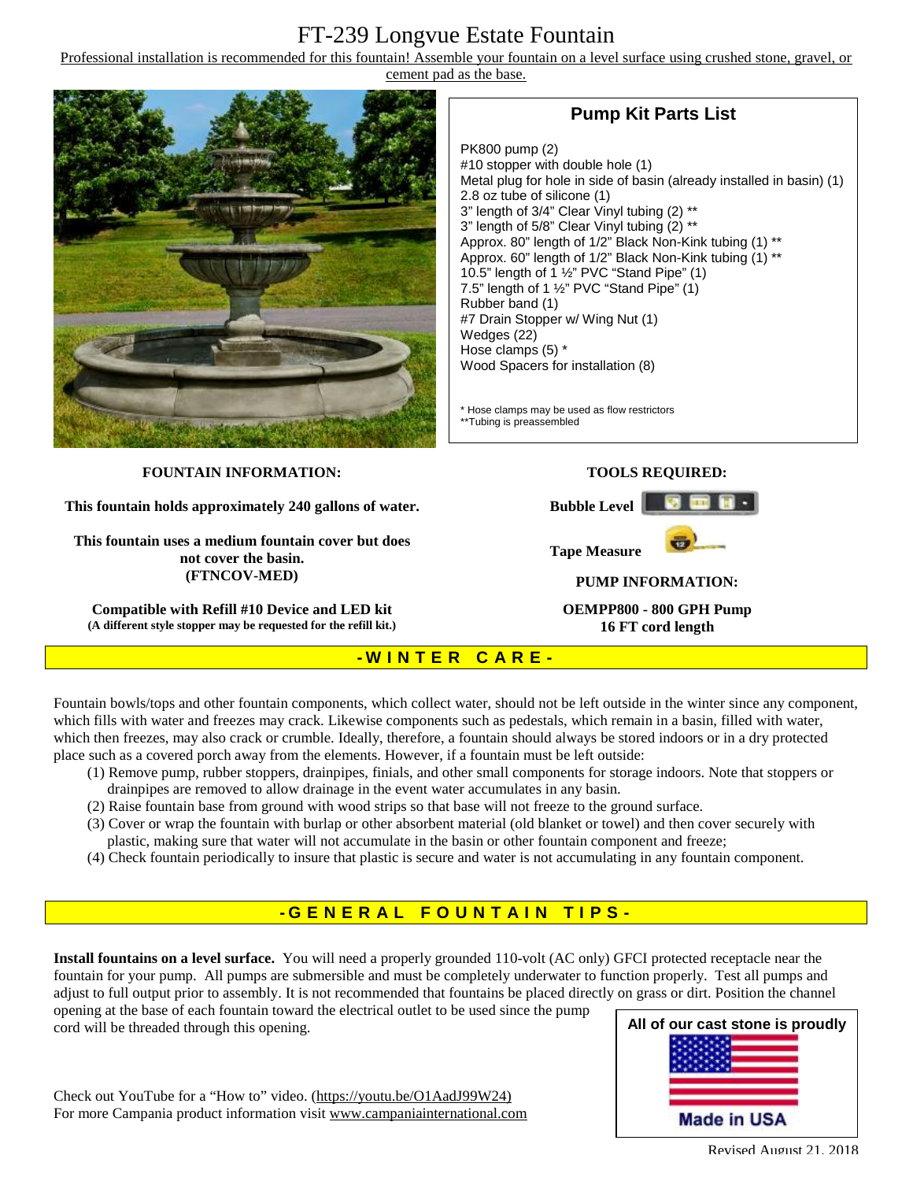# FT-239 Longvue Estate Fountain

Professional installation is recommended for this fountain! Assemble your fountain on a level surface using crushed stone, gravel, or cement pad as the base.

## Pump Kit Parts List

PK800 pump (2)
#10 stopper with double hole (1)
Metal plug for hole in side of basin (already installed in basin) (1)
2.8 oz tube of silicone (1)
3" length of 3/4" Clear Vinyl tubing (2) **
3" length of 5/8" Clear Vinyl tubing (2) **
Approx. 80" length of 1/2" Black Non-Kink tubing (1) **
Approx. 60" length of 1/2" Black Non-Kink tubing (1) **
10.5" length of 1 ½" PVC "Stand Pipe" (1)
7.5" length of 1 ½" PVC "Stand Pipe" (1)
Rubber band (1)
#7 Drain Stopper w/ Wing Nut (1)
Wedges (22)
Hose clamps (5) *
Wood Spacers for installation (8)

\* Hose clamps may be used as flow restrictors
\*\*Tubing is preassembled

**FOUNTAIN INFORMATION:**

**This fountain holds approximately 240 gallons of water.**

**This fountain uses a medium fountain cover but does not cover the basin. (FTNCOV-MED)**

**Compatible with Refill #10 Device and LED kit**
**(A different style stopper may be requested for the refill kit.)**

**TOOLS REQUIRED:**

**Bubble Level**

**Tape Measure**

**PUMP INFORMATION:**

**OEMPP800 - 800 GPH Pump**
**16 FT cord length**

## -WINTER CARE-

Fountain bowls/tops and other fountain components, which collect water, should not be left outside in the winter since any component, which fills with water and freezes may crack. Likewise components such as pedestals, which remain in a basin, filled with water, which then freezes, may also crack or crumble. Ideally, therefore, a fountain should always be stored indoors or in a dry protected place such as a covered porch away from the elements. However, if a fountain must be left outside:

(1) Remove pump, rubber stoppers, drainpipes, finials, and other small components for storage indoors. Note that stoppers or drainpipes are removed to allow drainage in the event water accumulates in any basin.
(2) Raise fountain base from ground with wood strips so that base will not freeze to the ground surface.
(3) Cover or wrap the fountain with burlap or other absorbent material (old blanket or towel) and then cover securely with plastic, making sure that water will not accumulate in the basin or other fountain component and freeze;
(4) Check fountain periodically to insure that plastic is secure and water is not accumulating in any fountain component.

## -GENERAL FOUNTAIN TIPS-

**Install fountains on a level surface.** You will need a properly grounded 110-volt (AC only) GFCI protected receptacle near the fountain for your pump. All pumps are submersible and must be completely underwater to function properly. Test all pumps and adjust to full output prior to assembly. It is not recommended that fountains be placed directly on grass or dirt. Position the channel opening at the base of each fountain toward the electrical outlet to be used since the pump cord will be threaded through this opening.

Check out YouTube for a "How to" video. (https://youtu.be/O1AadJ99W24)
For more Campania product information visit www.campaniainternational.com

**All of our cast stone is proudly Made in USA**

Revised August 21, 2018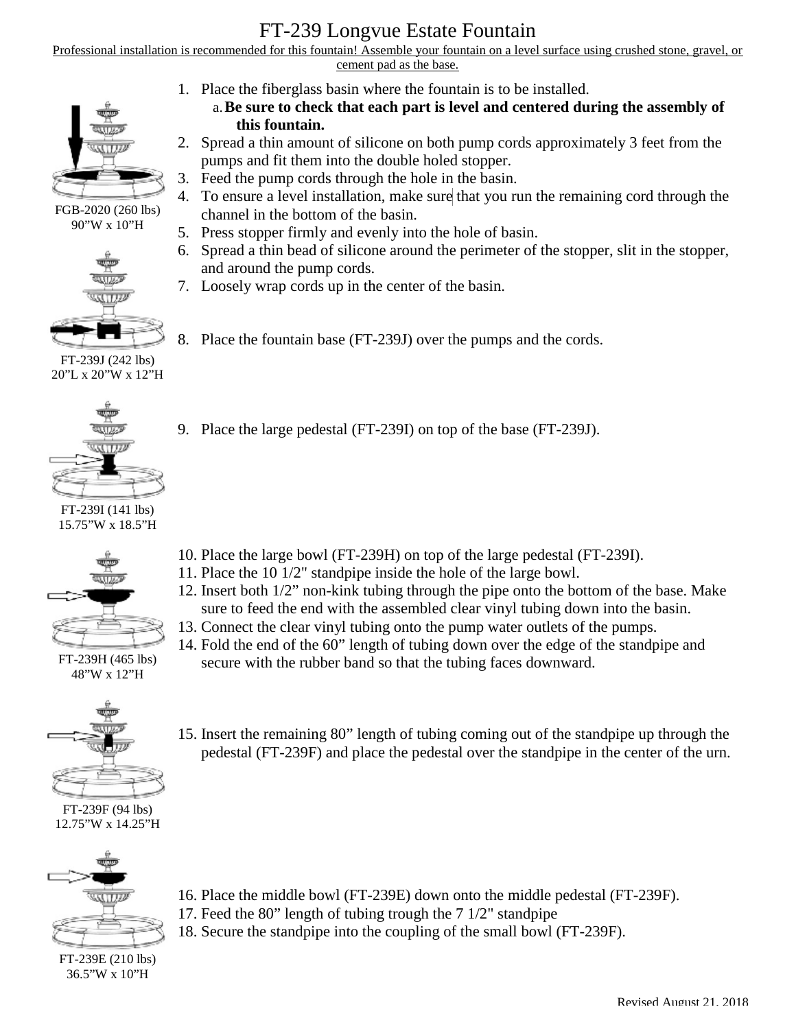# FT-239 Longvue Estate Fountain

Professional installation is recommended for this fountain! Assemble your fountain on a level surface using crushed stone, gravel, or cement pad as the base.

FGB-2020 (260 lbs)
90"W x 10"H

1. Place the fiberglass basin where the fountain is to be installed.
   a. **Be sure to check that each part is level and centered during the assembly of this fountain.**
2. Spread a thin amount of silicone on both pump cords approximately 3 feet from the pumps and fit them into the double holed stopper.
3. Feed the pump cords through the hole in the basin.
4. To ensure a level installation, make sure that you run the remaining cord through the channel in the bottom of the basin.
5. Press stopper firmly and evenly into the hole of basin.
6. Spread a thin bead of silicone around the perimeter of the stopper, slit in the stopper, and around the pump cords.
7. Loosely wrap cords up in the center of the basin.

FT-239J (242 lbs)
20"L x 20"W x 12"H

8. Place the fountain base (FT-239J) over the pumps and the cords.

FT-239I (141 lbs)
15.75"W x 18.5"H

9. Place the large pedestal (FT-239I) on top of the base (FT-239J).

FT-239H (465 lbs)
48"W x 12"H

10. Place the large bowl (FT-239H) on top of the large pedestal (FT-239I).
11. Place the 10 1/2" standpipe inside the hole of the large bowl.
12. Insert both 1/2" non-kink tubing through the pipe onto the bottom of the base. Make sure to feed the end with the assembled clear vinyl tubing down into the basin.
13. Connect the clear vinyl tubing onto the pump water outlets of the pumps.
14. Fold the end of the 60" length of tubing down over the edge of the standpipe and secure with the rubber band so that the tubing faces downward.

FT-239F (94 lbs)
12.75"W x 14.25"H

15. Insert the remaining 80" length of tubing coming out of the standpipe up through the pedestal (FT-239F) and place the pedestal over the standpipe in the center of the urn.

FT-239E (210 lbs)
36.5"W x 10"H

16. Place the middle bowl (FT-239E) down onto the middle pedestal (FT-239F).
17. Feed the 80" length of tubing trough the 7 1/2" standpipe
18. Secure the standpipe into the coupling of the small bowl (FT-239F).

Revised August 21, 2018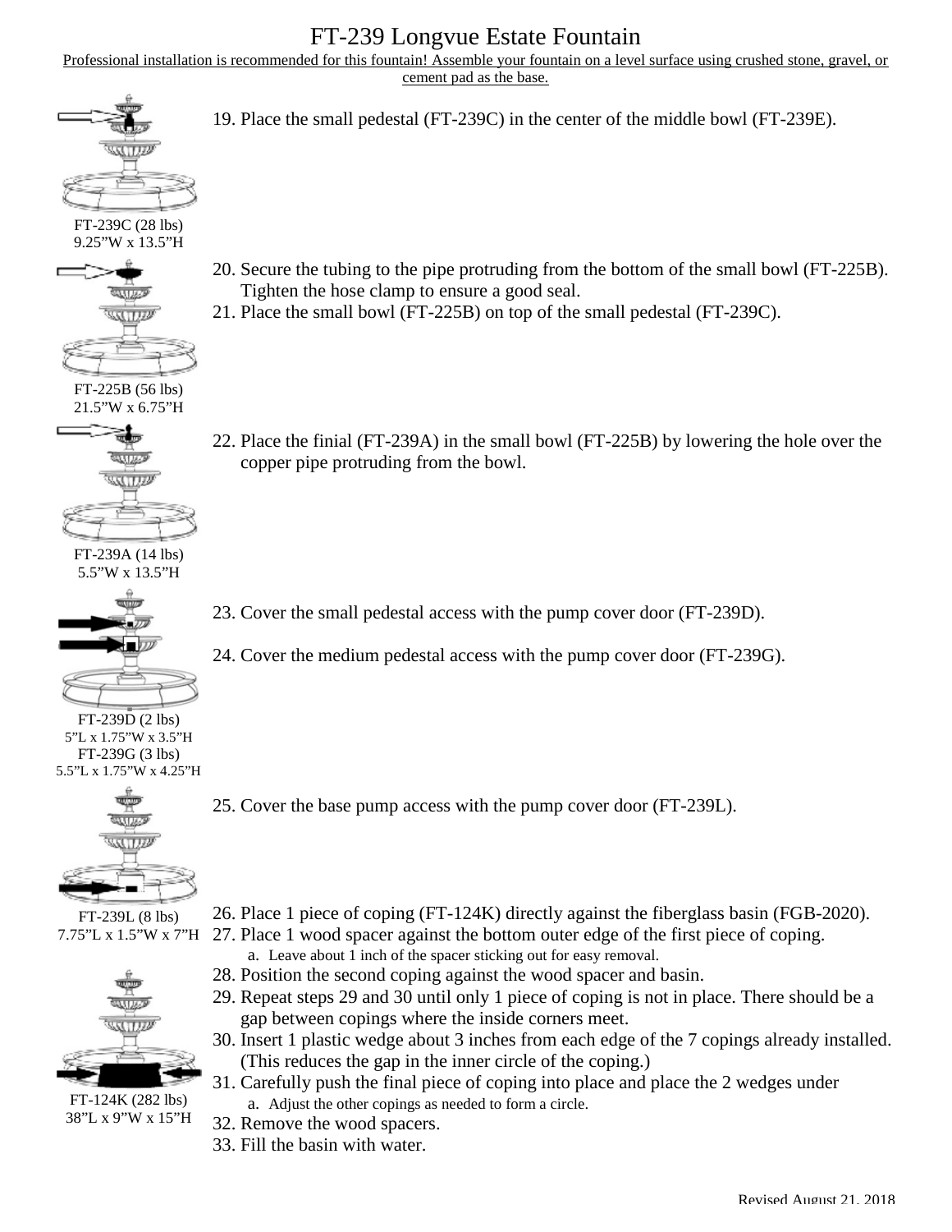# FT-239 Longvue Estate Fountain

Professional installation is recommended for this fountain! Assemble your fountain on a level surface using crushed stone, gravel, or cement pad as the base.

FT-239C (28 lbs)
9.25"W x 13.5"H

19. Place the small pedestal (FT-239C) in the center of the middle bowl (FT-239E).

FT-225B (56 lbs)
21.5"W x 6.75"H

20. Secure the tubing to the pipe protruding from the bottom of the small bowl (FT-225B). Tighten the hose clamp to ensure a good seal.
21. Place the small bowl (FT-225B) on top of the small pedestal (FT-239C).

FT-239A (14 lbs)
5.5"W x 13.5"H

22. Place the finial (FT-239A) in the small bowl (FT-225B) by lowering the hole over the copper pipe protruding from the bowl.

FT-239D (2 lbs)
5"L x 1.75"W x 3.5"H
FT-239G (3 lbs)
5.5"L x 1.75"W x 4.25"H

23. Cover the small pedestal access with the pump cover door (FT-239D).

24. Cover the medium pedestal access with the pump cover door (FT-239G).

FT-239L (8 lbs)
7.75"L x 1.5"W x 7"H

25. Cover the base pump access with the pump cover door (FT-239L).

FT-124K (282 lbs)
38"L x 9"W x 15"H

26. Place 1 piece of coping (FT-124K) directly against the fiberglass basin (FGB-2020).
27. Place 1 wood spacer against the bottom outer edge of the first piece of coping.
    a. Leave about 1 inch of the spacer sticking out for easy removal.
28. Position the second coping against the wood spacer and basin.
29. Repeat steps 29 and 30 until only 1 piece of coping is not in place. There should be a gap between copings where the inside corners meet.
30. Insert 1 plastic wedge about 3 inches from each edge of the 7 copings already installed. (This reduces the gap in the inner circle of the coping.)
31. Carefully push the final piece of coping into place and place the 2 wedges under
    a. Adjust the other copings as needed to form a circle.
32. Remove the wood spacers.
33. Fill the basin with water.

Revised August 21, 2018